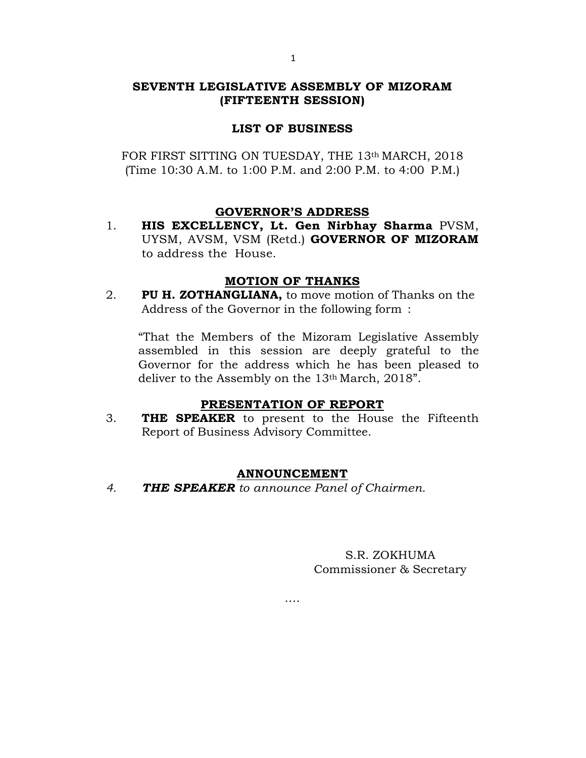# SEVENTH LEGISLATIVE ASSEMBLY OF MIZORAM (FIFTEENTH SESSION)

## LIST OF BUSINESS

FOR FIRST SITTING ON TUESDAY, THE 13th MARCH, 2018
(Time 10:30 A.M. to 1:00 P.M. and 2:00 P.M. to 4:00 P.M.)

### GOVERNOR'S ADDRESS

1. **HIS EXCELLENCY, Lt. Gen Nirbhay Sharma** PVSM, UYSM, AVSM, VSM (Retd.) **GOVERNOR OF MIZORAM** to address the House.

### MOTION OF THANKS

2. **PU H. ZOTHANGLIANA,** to move motion of Thanks on the Address of the Governor in the following form :

   "That the Members of the Mizoram Legislative Assembly assembled in this session are deeply grateful to the Governor for the address which he has been pleased to deliver to the Assembly on the 13th March, 2018".

### PRESENTATION OF REPORT

3. **THE SPEAKER** to present to the House the Fifteenth Report of Business Advisory Committee.

### ANNOUNCEMENT

4. ***THE SPEAKER*** *to announce Panel of Chairmen.*

S.R. ZOKHUMA
Commissioner & Secretary

....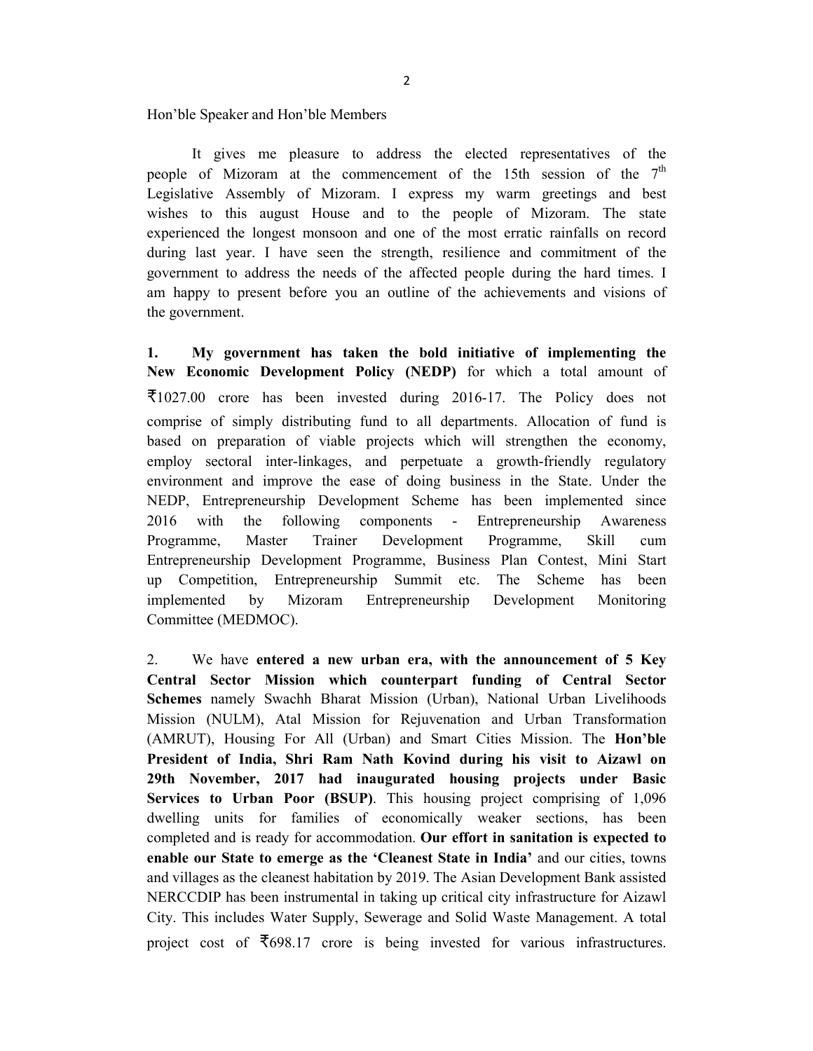Hon'ble Speaker and Hon'ble Members

It gives me pleasure to address the elected representatives of the people of Mizoram at the commencement of the 15th session of the 7th Legislative Assembly of Mizoram. I express my warm greetings and best wishes to this august House and to the people of Mizoram. The state experienced the longest monsoon and one of the most erratic rainfalls on record during last year. I have seen the strength, resilience and commitment of the government to address the needs of the affected people during the hard times. I am happy to present before you an outline of the achievements and visions of the government.

**1. My government has taken the bold initiative of implementing the New Economic Development Policy (NEDP)** for which a total amount of ₹1027.00 crore has been invested during 2016-17. The Policy does not comprise of simply distributing fund to all departments. Allocation of fund is based on preparation of viable projects which will strengthen the economy, employ sectoral inter-linkages, and perpetuate a growth-friendly regulatory environment and improve the ease of doing business in the State. Under the NEDP, Entrepreneurship Development Scheme has been implemented since 2016 with the following components - Entrepreneurship Awareness Programme, Master Trainer Development Programme, Skill cum Entrepreneurship Development Programme, Business Plan Contest, Mini Start up Competition, Entrepreneurship Summit etc. The Scheme has been implemented by Mizoram Entrepreneurship Development Monitoring Committee (MEDMOC).

2. We have **entered a new urban era, with the announcement of 5 Key Central Sector Mission which counterpart funding of Central Sector Schemes** namely Swachh Bharat Mission (Urban), National Urban Livelihoods Mission (NULM), Atal Mission for Rejuvenation and Urban Transformation (AMRUT), Housing For All (Urban) and Smart Cities Mission. The **Hon'ble President of India, Shri Ram Nath Kovind during his visit to Aizawl on 29th November, 2017 had inaugurated housing projects under Basic Services to Urban Poor (BSUP)**. This housing project comprising of 1,096 dwelling units for families of economically weaker sections, has been completed and is ready for accommodation. **Our effort in sanitation is expected to enable our State to emerge as the 'Cleanest State in India'** and our cities, towns and villages as the cleanest habitation by 2019. The Asian Development Bank assisted NERCCDIP has been instrumental in taking up critical city infrastructure for Aizawl City. This includes Water Supply, Sewerage and Solid Waste Management. A total project cost of ₹698.17 crore is being invested for various infrastructures.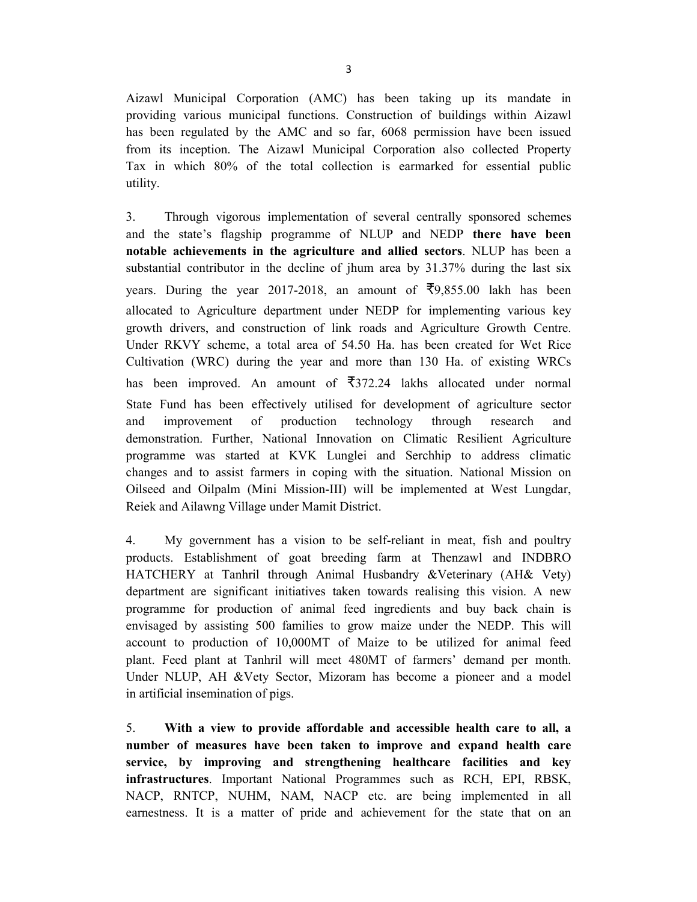Aizawl Municipal Corporation (AMC) has been taking up its mandate in providing various municipal functions. Construction of buildings within Aizawl has been regulated by the AMC and so far, 6068 permission have been issued from its inception. The Aizawl Municipal Corporation also collected Property Tax in which 80% of the total collection is earmarked for essential public utility.

3. Through vigorous implementation of several centrally sponsored schemes and the state's flagship programme of NLUP and NEDP **there have been notable achievements in the agriculture and allied sectors**. NLUP has been a substantial contributor in the decline of jhum area by 31.37% during the last six years. During the year 2017-2018, an amount of ₹9,855.00 lakh has been allocated to Agriculture department under NEDP for implementing various key growth drivers, and construction of link roads and Agriculture Growth Centre. Under RKVY scheme, a total area of 54.50 Ha. has been created for Wet Rice Cultivation (WRC) during the year and more than 130 Ha. of existing WRCs has been improved. An amount of ₹372.24 lakhs allocated under normal State Fund has been effectively utilised for development of agriculture sector and improvement of production technology through research and demonstration. Further, National Innovation on Climatic Resilient Agriculture programme was started at KVK Lunglei and Serchhip to address climatic changes and to assist farmers in coping with the situation. National Mission on Oilseed and Oilpalm (Mini Mission-III) will be implemented at West Lungdar, Reiek and Ailawng Village under Mamit District.

4. My government has a vision to be self-reliant in meat, fish and poultry products. Establishment of goat breeding farm at Thenzawl and INDBRO HATCHERY at Tanhril through Animal Husbandry &Veterinary (AH& Vety) department are significant initiatives taken towards realising this vision. A new programme for production of animal feed ingredients and buy back chain is envisaged by assisting 500 families to grow maize under the NEDP. This will account to production of 10,000MT of Maize to be utilized for animal feed plant. Feed plant at Tanhril will meet 480MT of farmers' demand per month. Under NLUP, AH &Vety Sector, Mizoram has become a pioneer and a model in artificial insemination of pigs.

5. **With a view to provide affordable and accessible health care to all, a number of measures have been taken to improve and expand health care service, by improving and strengthening healthcare facilities and key infrastructures**. Important National Programmes such as RCH, EPI, RBSK, NACP, RNTCP, NUHM, NAM, NACP etc. are being implemented in all earnestness. It is a matter of pride and achievement for the state that on an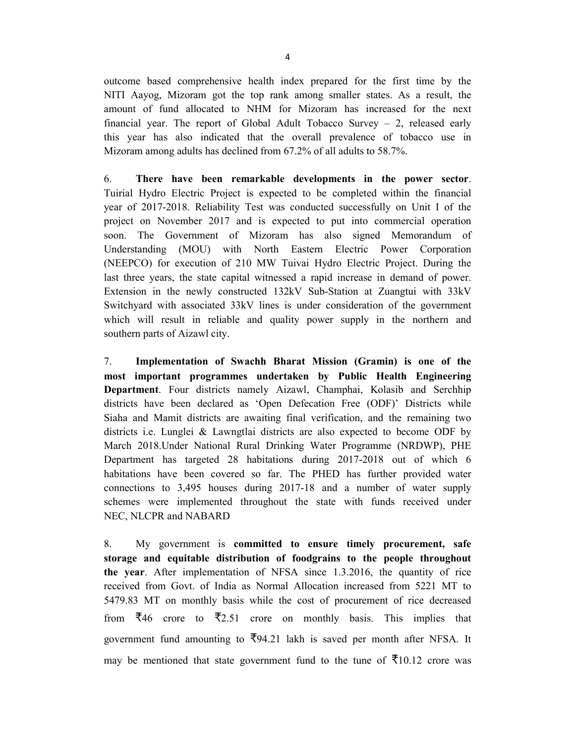outcome based comprehensive health index prepared for the first time by the NITI Aayog, Mizoram got the top rank among smaller states. As a result, the amount of fund allocated to NHM for Mizoram has increased for the next financial year. The report of Global Adult Tobacco Survey – 2, released early this year has also indicated that the overall prevalence of tobacco use in Mizoram among adults has declined from 67.2% of all adults to 58.7%.

6. **There have been remarkable developments in the power sector**. Tuirial Hydro Electric Project is expected to be completed within the financial year of 2017-2018. Reliability Test was conducted successfully on Unit I of the project on November 2017 and is expected to put into commercial operation soon. The Government of Mizoram has also signed Memorandum of Understanding (MOU) with North Eastern Electric Power Corporation (NEEPCO) for execution of 210 MW Tuivai Hydro Electric Project. During the last three years, the state capital witnessed a rapid increase in demand of power. Extension in the newly constructed 132kV Sub-Station at Zuangtui with 33kV Switchyard with associated 33kV lines is under consideration of the government which will result in reliable and quality power supply in the northern and southern parts of Aizawl city.

7. **Implementation of Swachh Bharat Mission (Gramin) is one of the most important programmes undertaken by Public Health Engineering Department**. Four districts namely Aizawl, Champhai, Kolasib and Serchhip districts have been declared as 'Open Defecation Free (ODF)' Districts while Siaha and Mamit districts are awaiting final verification, and the remaining two districts i.e. Lunglei & Lawngtlai districts are also expected to become ODF by March 2018.Under National Rural Drinking Water Programme (NRDWP), PHE Department has targeted 28 habitations during 2017-2018 out of which 6 habitations have been covered so far. The PHED has further provided water connections to 3,495 houses during 2017-18 and a number of water supply schemes were implemented throughout the state with funds received under NEC, NLCPR and NABARD

8. My government is **committed to ensure timely procurement, safe storage and equitable distribution of foodgrains to the people throughout the year**. After implementation of NFSA since 1.3.2016, the quantity of rice received from Govt. of India as Normal Allocation increased from 5221 MT to 5479.83 MT on monthly basis while the cost of procurement of rice decreased from ₹46 crore to ₹2.51 crore on monthly basis. This implies that government fund amounting to ₹94.21 lakh is saved per month after NFSA. It may be mentioned that state government fund to the tune of ₹10.12 crore was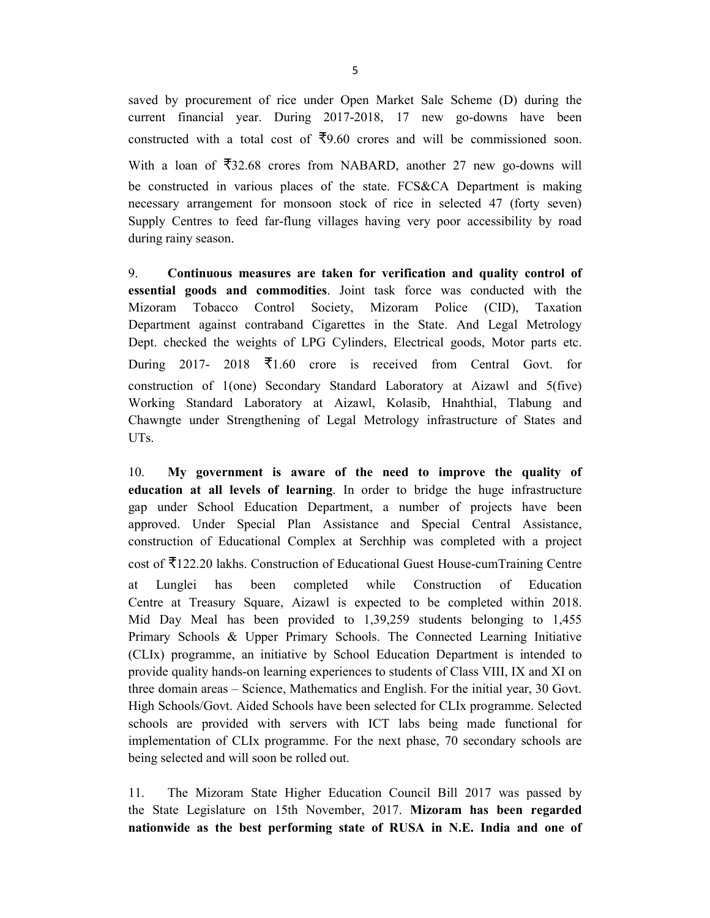saved by procurement of rice under Open Market Sale Scheme (D) during the current financial year. During 2017-2018, 17 new go-downs have been constructed with a total cost of ₹9.60 crores and will be commissioned soon. With a loan of ₹32.68 crores from NABARD, another 27 new go-downs will be constructed in various places of the state. FCS&CA Department is making necessary arrangement for monsoon stock of rice in selected 47 (forty seven) Supply Centres to feed far-flung villages having very poor accessibility by road during rainy season.

9. **Continuous measures are taken for verification and quality control of essential goods and commodities**. Joint task force was conducted with the Mizoram Tobacco Control Society, Mizoram Police (CID), Taxation Department against contraband Cigarettes in the State. And Legal Metrology Dept. checked the weights of LPG Cylinders, Electrical goods, Motor parts etc. During 2017- 2018 ₹1.60 crore is received from Central Govt. for construction of 1(one) Secondary Standard Laboratory at Aizawl and 5(five) Working Standard Laboratory at Aizawl, Kolasib, Hnahthial, Tlabung and Chawngte under Strengthening of Legal Metrology infrastructure of States and UTs.

10. **My government is aware of the need to improve the quality of education at all levels of learning**. In order to bridge the huge infrastructure gap under School Education Department, a number of projects have been approved. Under Special Plan Assistance and Special Central Assistance, construction of Educational Complex at Serchhip was completed with a project cost of ₹122.20 lakhs. Construction of Educational Guest House-cumTraining Centre at Lunglei has been completed while Construction of Education Centre at Treasury Square, Aizawl is expected to be completed within 2018. Mid Day Meal has been provided to 1,39,259 students belonging to 1,455 Primary Schools & Upper Primary Schools. The Connected Learning Initiative (CLIx) programme, an initiative by School Education Department is intended to provide quality hands-on learning experiences to students of Class VIII, IX and XI on three domain areas – Science, Mathematics and English. For the initial year, 30 Govt. High Schools/Govt. Aided Schools have been selected for CLIx programme. Selected schools are provided with servers with ICT labs being made functional for implementation of CLIx programme. For the next phase, 70 secondary schools are being selected and will soon be rolled out.

11. The Mizoram State Higher Education Council Bill 2017 was passed by the State Legislature on 15th November, 2017. **Mizoram has been regarded nationwide as the best performing state of RUSA in N.E. India and one of**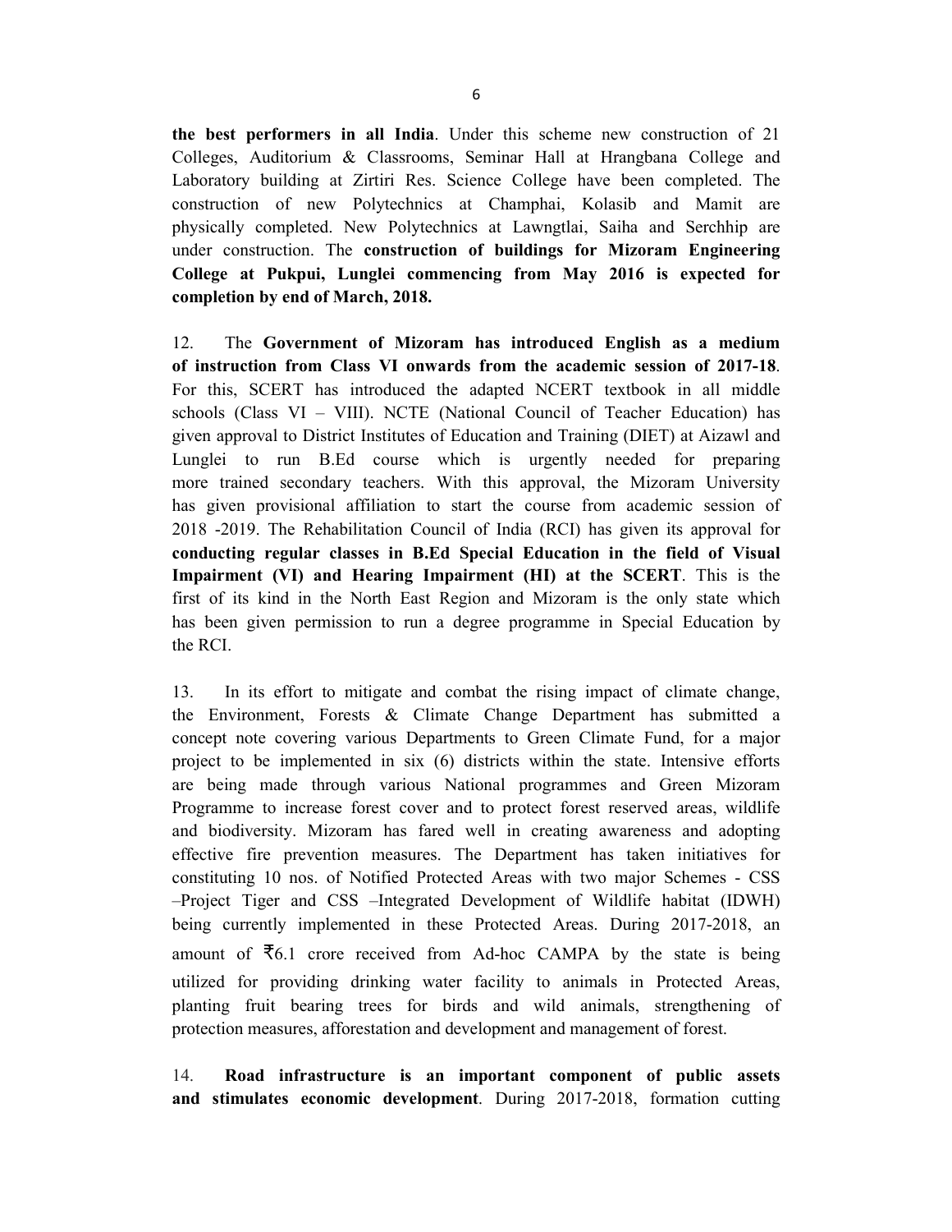**the best performers in all India**. Under this scheme new construction of 21 Colleges, Auditorium & Classrooms, Seminar Hall at Hrangbana College and Laboratory building at Zirtiri Res. Science College have been completed. The construction of new Polytechnics at Champhai, Kolasib and Mamit are physically completed. New Polytechnics at Lawngtlai, Saiha and Serchhip are under construction. The **construction of buildings for Mizoram Engineering College at Pukpui, Lunglei commencing from May 2016 is expected for completion by end of March, 2018.**

12. The **Government of Mizoram has introduced English as a medium of instruction from Class VI onwards from the academic session of 2017-18**. For this, SCERT has introduced the adapted NCERT textbook in all middle schools (Class VI – VIII). NCTE (National Council of Teacher Education) has given approval to District Institutes of Education and Training (DIET) at Aizawl and Lunglei to run B.Ed course which is urgently needed for preparing more trained secondary teachers. With this approval, the Mizoram University has given provisional affiliation to start the course from academic session of 2018 -2019. The Rehabilitation Council of India (RCI) has given its approval for **conducting regular classes in B.Ed Special Education in the field of Visual Impairment (VI) and Hearing Impairment (HI) at the SCERT**. This is the first of its kind in the North East Region and Mizoram is the only state which has been given permission to run a degree programme in Special Education by the RCI.

13. In its effort to mitigate and combat the rising impact of climate change, the Environment, Forests & Climate Change Department has submitted a concept note covering various Departments to Green Climate Fund, for a major project to be implemented in six (6) districts within the state. Intensive efforts are being made through various National programmes and Green Mizoram Programme to increase forest cover and to protect forest reserved areas, wildlife and biodiversity. Mizoram has fared well in creating awareness and adopting effective fire prevention measures. The Department has taken initiatives for constituting 10 nos. of Notified Protected Areas with two major Schemes - CSS –Project Tiger and CSS –Integrated Development of Wildlife habitat (IDWH) being currently implemented in these Protected Areas. During 2017-2018, an amount of ₹6.1 crore received from Ad-hoc CAMPA by the state is being utilized for providing drinking water facility to animals in Protected Areas, planting fruit bearing trees for birds and wild animals, strengthening of protection measures, afforestation and development and management of forest.

14. **Road infrastructure is an important component of public assets and stimulates economic development**. During 2017-2018, formation cutting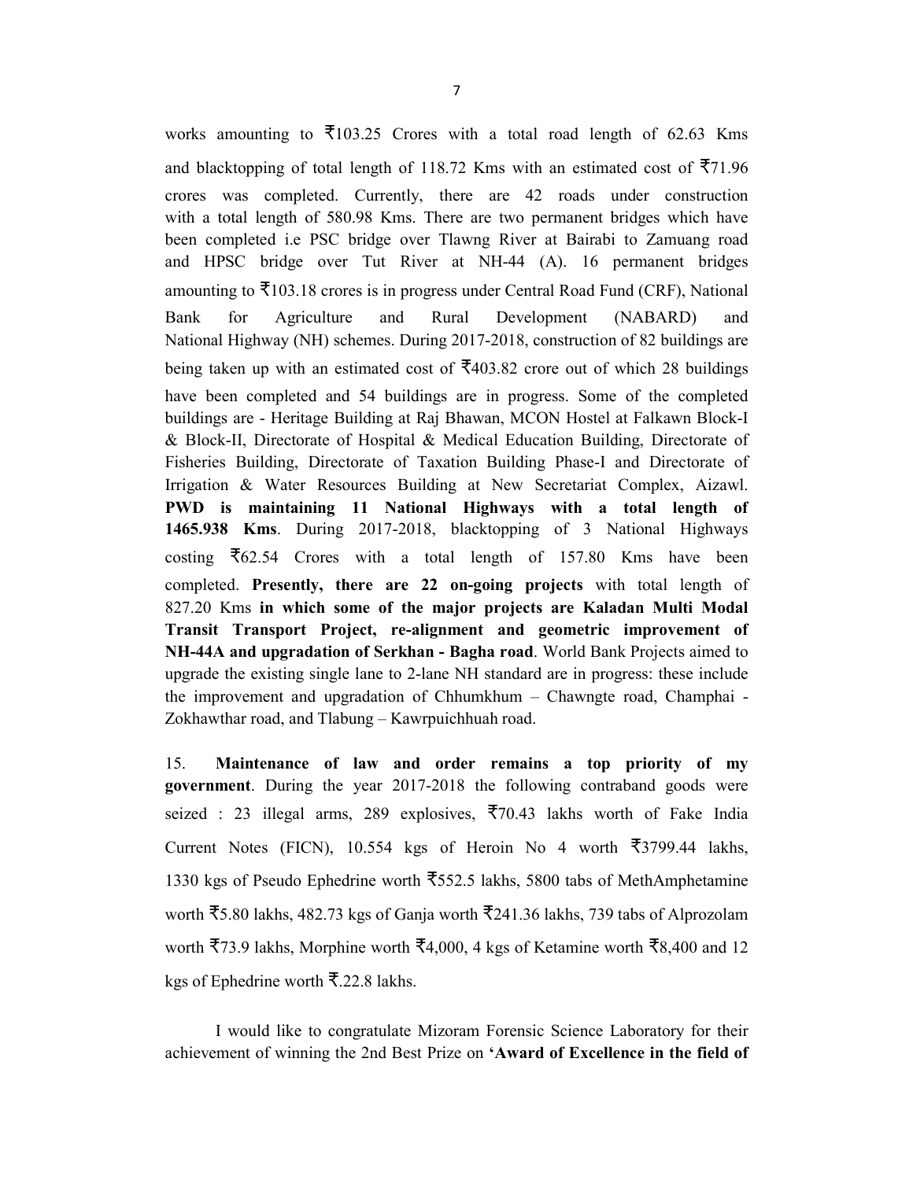works amounting to ₹103.25 Crores with a total road length of 62.63 Kms and blacktopping of total length of 118.72 Kms with an estimated cost of ₹71.96 crores was completed. Currently, there are 42 roads under construction with a total length of 580.98 Kms. There are two permanent bridges which have been completed i.e PSC bridge over Tlawng River at Bairabi to Zamuang road and HPSC bridge over Tut River at NH-44 (A). 16 permanent bridges amounting to ₹103.18 crores is in progress under Central Road Fund (CRF), National Bank for Agriculture and Rural Development (NABARD) and National Highway (NH) schemes. During 2017-2018, construction of 82 buildings are being taken up with an estimated cost of ₹403.82 crore out of which 28 buildings have been completed and 54 buildings are in progress. Some of the completed buildings are - Heritage Building at Raj Bhawan, MCON Hostel at Falkawn Block-I & Block-II, Directorate of Hospital & Medical Education Building, Directorate of Fisheries Building, Directorate of Taxation Building Phase-I and Directorate of Irrigation & Water Resources Building at New Secretariat Complex, Aizawl. **PWD is maintaining 11 National Highways with a total length of 1465.938 Kms**. During 2017-2018, blacktopping of 3 National Highways costing ₹62.54 Crores with a total length of 157.80 Kms have been completed. **Presently, there are 22 on-going projects** with total length of 827.20 Kms **in which some of the major projects are Kaladan Multi Modal Transit Transport Project, re-alignment and geometric improvement of NH-44A and upgradation of Serkhan - Bagha road**. World Bank Projects aimed to upgrade the existing single lane to 2-lane NH standard are in progress: these include the improvement and upgradation of Chhumkhum – Chawngte road, Champhai - Zokhawthar road, and Tlabung – Kawrpuichhuah road.

15. **Maintenance of law and order remains a top priority of my government**. During the year 2017-2018 the following contraband goods were seized : 23 illegal arms, 289 explosives, ₹70.43 lakhs worth of Fake India Current Notes (FICN), 10.554 kgs of Heroin No 4 worth ₹3799.44 lakhs, 1330 kgs of Pseudo Ephedrine worth ₹552.5 lakhs, 5800 tabs of MethAmphetamine worth ₹5.80 lakhs, 482.73 kgs of Ganja worth ₹241.36 lakhs, 739 tabs of Alprozolam worth ₹73.9 lakhs, Morphine worth ₹4,000, 4 kgs of Ketamine worth ₹8,400 and 12 kgs of Ephedrine worth ₹.22.8 lakhs.

I would like to congratulate Mizoram Forensic Science Laboratory for their achievement of winning the 2nd Best Prize on **'Award of Excellence in the field of**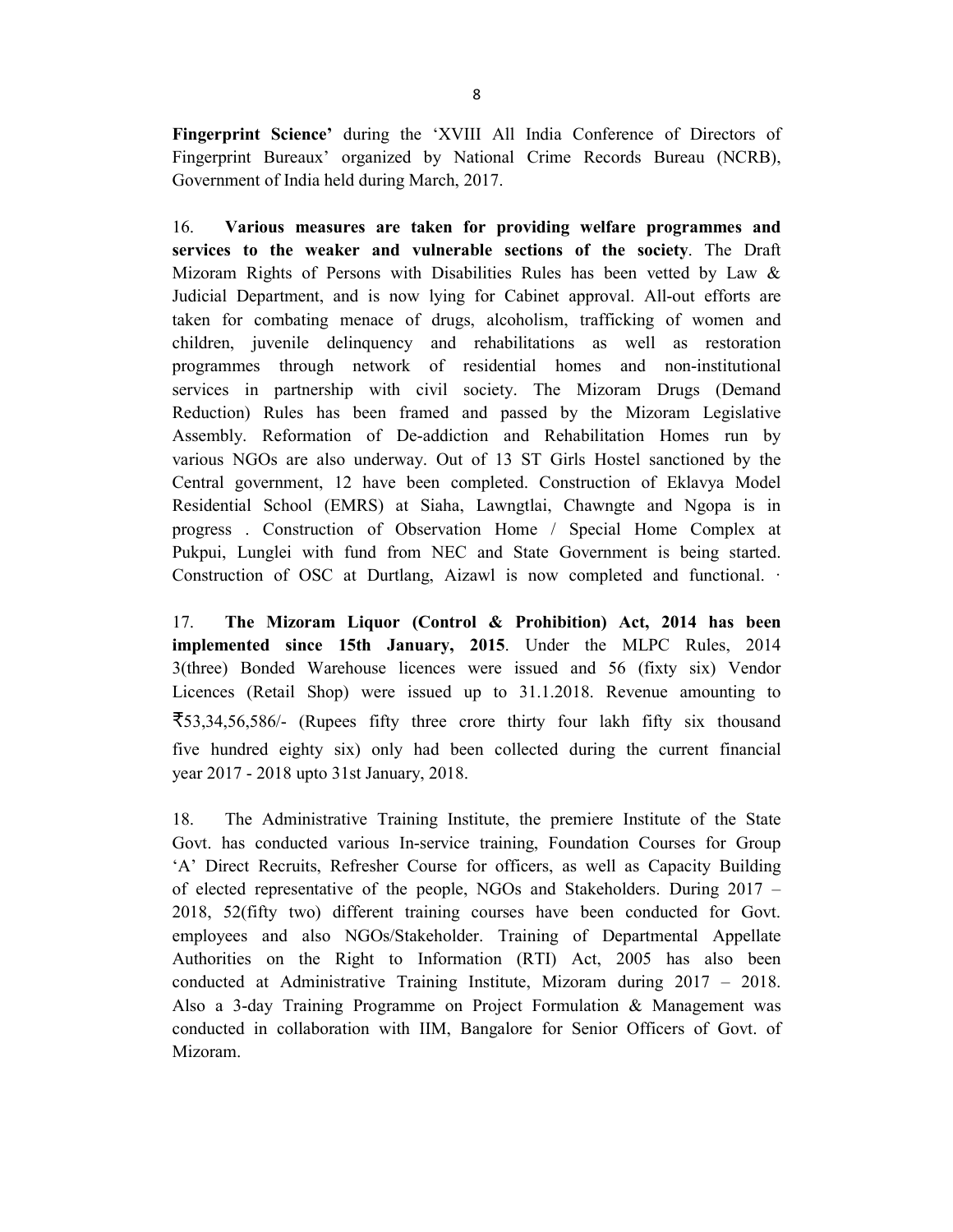**Fingerprint Science'** during the 'XVIII All India Conference of Directors of Fingerprint Bureaux' organized by National Crime Records Bureau (NCRB), Government of India held during March, 2017.

16. **Various measures are taken for providing welfare programmes and services to the weaker and vulnerable sections of the society**. The Draft Mizoram Rights of Persons with Disabilities Rules has been vetted by Law & Judicial Department, and is now lying for Cabinet approval. All-out efforts are taken for combating menace of drugs, alcoholism, trafficking of women and children, juvenile delinquency and rehabilitations as well as restoration programmes through network of residential homes and non-institutional services in partnership with civil society. The Mizoram Drugs (Demand Reduction) Rules has been framed and passed by the Mizoram Legislative Assembly. Reformation of De-addiction and Rehabilitation Homes run by various NGOs are also underway. Out of 13 ST Girls Hostel sanctioned by the Central government, 12 have been completed. Construction of Eklavya Model Residential School (EMRS) at Siaha, Lawngtlai, Chawngte and Ngopa is in progress . Construction of Observation Home / Special Home Complex at Pukpui, Lunglei with fund from NEC and State Government is being started. Construction of OSC at Durtlang, Aizawl is now completed and functional. ·

17. **The Mizoram Liquor (Control & Prohibition) Act, 2014 has been implemented since 15th January, 2015**. Under the MLPC Rules, 2014 3(three) Bonded Warehouse licences were issued and 56 (fixty six) Vendor Licences (Retail Shop) were issued up to 31.1.2018. Revenue amounting to ₹53,34,56,586/- (Rupees fifty three crore thirty four lakh fifty six thousand five hundred eighty six) only had been collected during the current financial year 2017 - 2018 upto 31st January, 2018.

18. The Administrative Training Institute, the premiere Institute of the State Govt. has conducted various In-service training, Foundation Courses for Group 'A' Direct Recruits, Refresher Course for officers, as well as Capacity Building of elected representative of the people, NGOs and Stakeholders. During 2017 – 2018, 52(fifty two) different training courses have been conducted for Govt. employees and also NGOs/Stakeholder. Training of Departmental Appellate Authorities on the Right to Information (RTI) Act, 2005 has also been conducted at Administrative Training Institute, Mizoram during 2017 – 2018. Also a 3-day Training Programme on Project Formulation & Management was conducted in collaboration with IIM, Bangalore for Senior Officers of Govt. of Mizoram.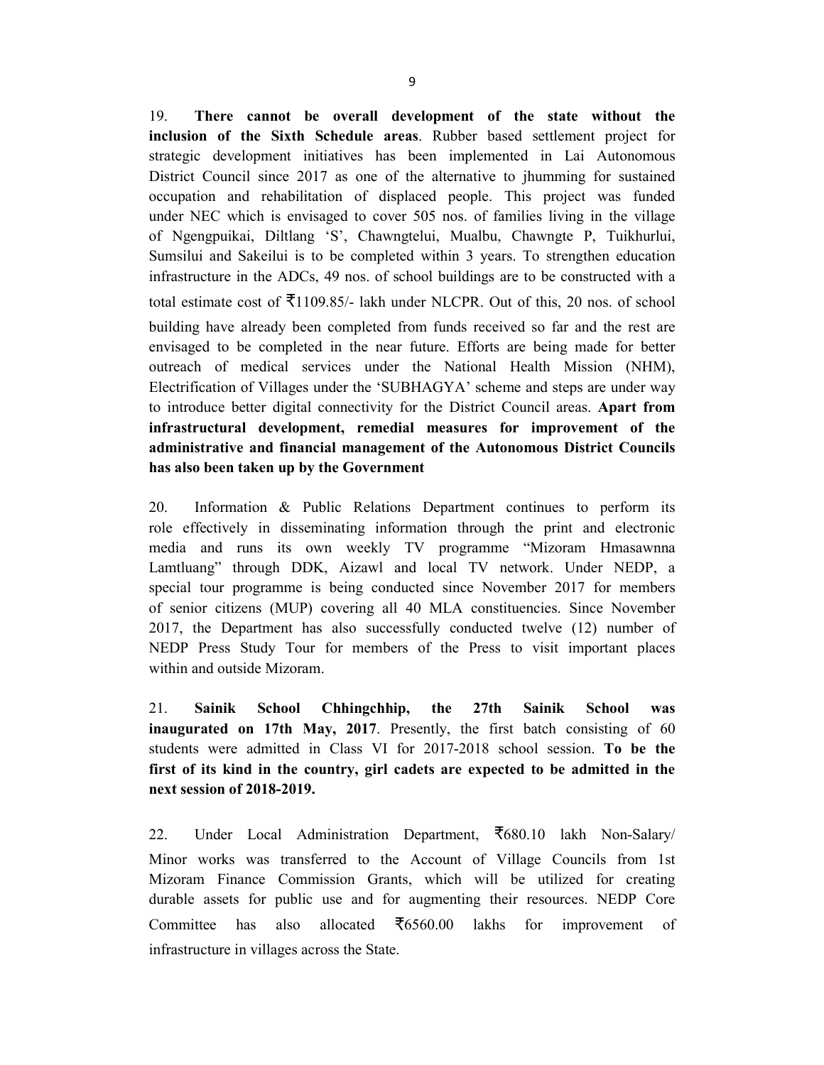19. **There cannot be overall development of the state without the inclusion of the Sixth Schedule areas**. Rubber based settlement project for strategic development initiatives has been implemented in Lai Autonomous District Council since 2017 as one of the alternative to jhumming for sustained occupation and rehabilitation of displaced people. This project was funded under NEC which is envisaged to cover 505 nos. of families living in the village of Ngengpuikai, Diltlang 'S', Chawngtelui, Mualbu, Chawngte P, Tuikhurlui, Sumsilui and Sakeilui is to be completed within 3 years. To strengthen education infrastructure in the ADCs, 49 nos. of school buildings are to be constructed with a total estimate cost of ₹1109.85/- lakh under NLCPR. Out of this, 20 nos. of school building have already been completed from funds received so far and the rest are envisaged to be completed in the near future. Efforts are being made for better outreach of medical services under the National Health Mission (NHM), Electrification of Villages under the 'SUBHAGYA' scheme and steps are under way to introduce better digital connectivity for the District Council areas. **Apart from infrastructural development, remedial measures for improvement of the administrative and financial management of the Autonomous District Councils has also been taken up by the Government**

20. Information & Public Relations Department continues to perform its role effectively in disseminating information through the print and electronic media and runs its own weekly TV programme "Mizoram Hmasawnna Lamtluang" through DDK, Aizawl and local TV network. Under NEDP, a special tour programme is being conducted since November 2017 for members of senior citizens (MUP) covering all 40 MLA constituencies. Since November 2017, the Department has also successfully conducted twelve (12) number of NEDP Press Study Tour for members of the Press to visit important places within and outside Mizoram.

21. **Sainik School Chhingchhip, the 27th Sainik School was inaugurated on 17th May, 2017**. Presently, the first batch consisting of 60 students were admitted in Class VI for 2017-2018 school session. **To be the first of its kind in the country, girl cadets are expected to be admitted in the next session of 2018-2019.**

22. Under Local Administration Department, ₹680.10 lakh Non-Salary/ Minor works was transferred to the Account of Village Councils from 1st Mizoram Finance Commission Grants, which will be utilized for creating durable assets for public use and for augmenting their resources. NEDP Core Committee has also allocated ₹6560.00 lakhs for improvement of infrastructure in villages across the State.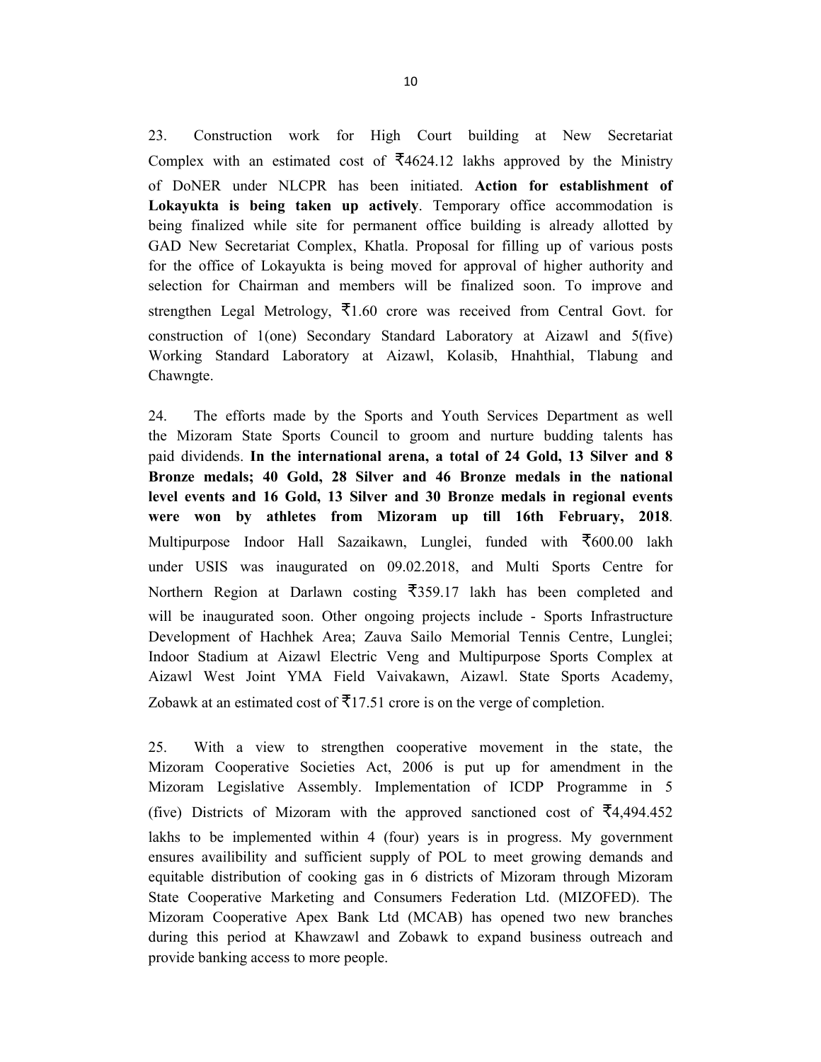23. Construction work for High Court building at New Secretariat Complex with an estimated cost of ₹4624.12 lakhs approved by the Ministry of DoNER under NLCPR has been initiated. **Action for establishment of Lokayukta is being taken up actively**. Temporary office accommodation is being finalized while site for permanent office building is already allotted by GAD New Secretariat Complex, Khatla. Proposal for filling up of various posts for the office of Lokayukta is being moved for approval of higher authority and selection for Chairman and members will be finalized soon. To improve and strengthen Legal Metrology, ₹1.60 crore was received from Central Govt. for construction of 1(one) Secondary Standard Laboratory at Aizawl and 5(five) Working Standard Laboratory at Aizawl, Kolasib, Hnahthial, Tlabung and Chawngte.

24. The efforts made by the Sports and Youth Services Department as well the Mizoram State Sports Council to groom and nurture budding talents has paid dividends. **In the international arena, a total of 24 Gold, 13 Silver and 8 Bronze medals; 40 Gold, 28 Silver and 46 Bronze medals in the national level events and 16 Gold, 13 Silver and 30 Bronze medals in regional events were won by athletes from Mizoram up till 16th February, 2018**. Multipurpose Indoor Hall Sazaikawn, Lunglei, funded with ₹600.00 lakh under USIS was inaugurated on 09.02.2018, and Multi Sports Centre for Northern Region at Darlawn costing ₹359.17 lakh has been completed and will be inaugurated soon. Other ongoing projects include - Sports Infrastructure Development of Hachhek Area; Zauva Sailo Memorial Tennis Centre, Lunglei; Indoor Stadium at Aizawl Electric Veng and Multipurpose Sports Complex at Aizawl West Joint YMA Field Vaivakawn, Aizawl. State Sports Academy, Zobawk at an estimated cost of ₹17.51 crore is on the verge of completion.

25. With a view to strengthen cooperative movement in the state, the Mizoram Cooperative Societies Act, 2006 is put up for amendment in the Mizoram Legislative Assembly. Implementation of ICDP Programme in 5 (five) Districts of Mizoram with the approved sanctioned cost of ₹4,494.452 lakhs to be implemented within 4 (four) years is in progress. My government ensures availibility and sufficient supply of POL to meet growing demands and equitable distribution of cooking gas in 6 districts of Mizoram through Mizoram State Cooperative Marketing and Consumers Federation Ltd. (MIZOFED). The Mizoram Cooperative Apex Bank Ltd (MCAB) has opened two new branches during this period at Khawzawl and Zobawk to expand business outreach and provide banking access to more people.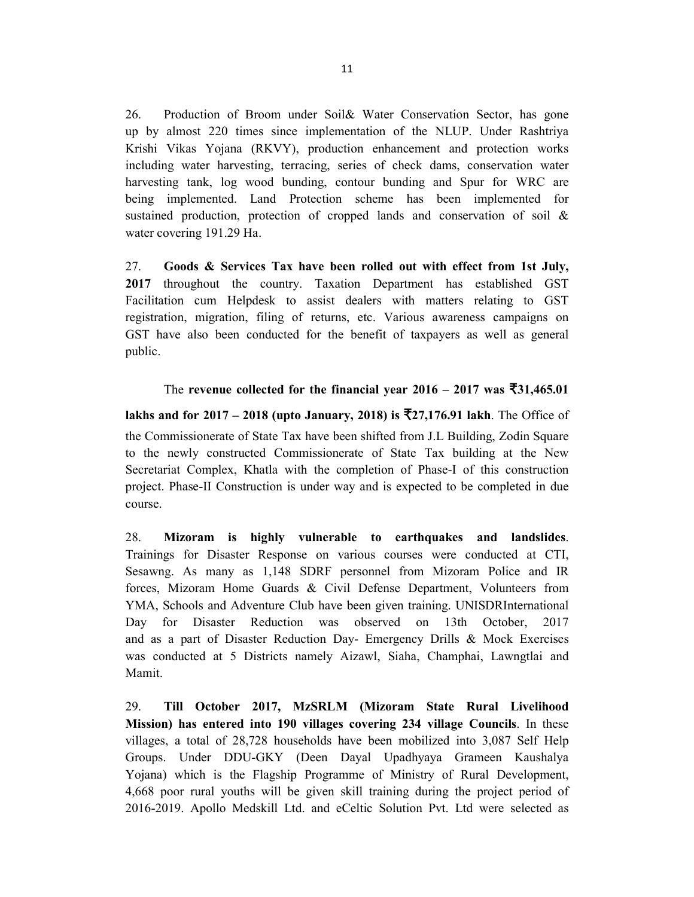26. Production of Broom under Soil& Water Conservation Sector, has gone up by almost 220 times since implementation of the NLUP. Under Rashtriya Krishi Vikas Yojana (RKVY), production enhancement and protection works including water harvesting, terracing, series of check dams, conservation water harvesting tank, log wood bunding, contour bunding and Spur for WRC are being implemented. Land Protection scheme has been implemented for sustained production, protection of cropped lands and conservation of soil & water covering 191.29 Ha.

27. **Goods & Services Tax have been rolled out with effect from 1st July, 2017** throughout the country. Taxation Department has established GST Facilitation cum Helpdesk to assist dealers with matters relating to GST registration, migration, filing of returns, etc. Various awareness campaigns on GST have also been conducted for the benefit of taxpayers as well as general public.

The **revenue collected for the financial year 2016 – 2017 was ₹31,465.01 lakhs and for 2017 – 2018 (upto January, 2018) is ₹27,176.91 lakh**. The Office of the Commissionerate of State Tax have been shifted from J.L Building, Zodin Square to the newly constructed Commissionerate of State Tax building at the New Secretariat Complex, Khatla with the completion of Phase-I of this construction project. Phase-II Construction is under way and is expected to be completed in due course.

28. **Mizoram is highly vulnerable to earthquakes and landslides**. Trainings for Disaster Response on various courses were conducted at CTI, Sesawng. As many as 1,148 SDRF personnel from Mizoram Police and IR forces, Mizoram Home Guards & Civil Defense Department, Volunteers from YMA, Schools and Adventure Club have been given training. UNISDRInternational Day for Disaster Reduction was observed on 13th October, 2017 and as a part of Disaster Reduction Day- Emergency Drills & Mock Exercises was conducted at 5 Districts namely Aizawl, Siaha, Champhai, Lawngtlai and Mamit.

29. **Till October 2017, MzSRLM (Mizoram State Rural Livelihood Mission) has entered into 190 villages covering 234 village Councils**. In these villages, a total of 28,728 households have been mobilized into 3,087 Self Help Groups. Under DDU-GKY (Deen Dayal Upadhyaya Grameen Kaushalya Yojana) which is the Flagship Programme of Ministry of Rural Development, 4,668 poor rural youths will be given skill training during the project period of 2016-2019. Apollo Medskill Ltd. and eCeltic Solution Pvt. Ltd were selected as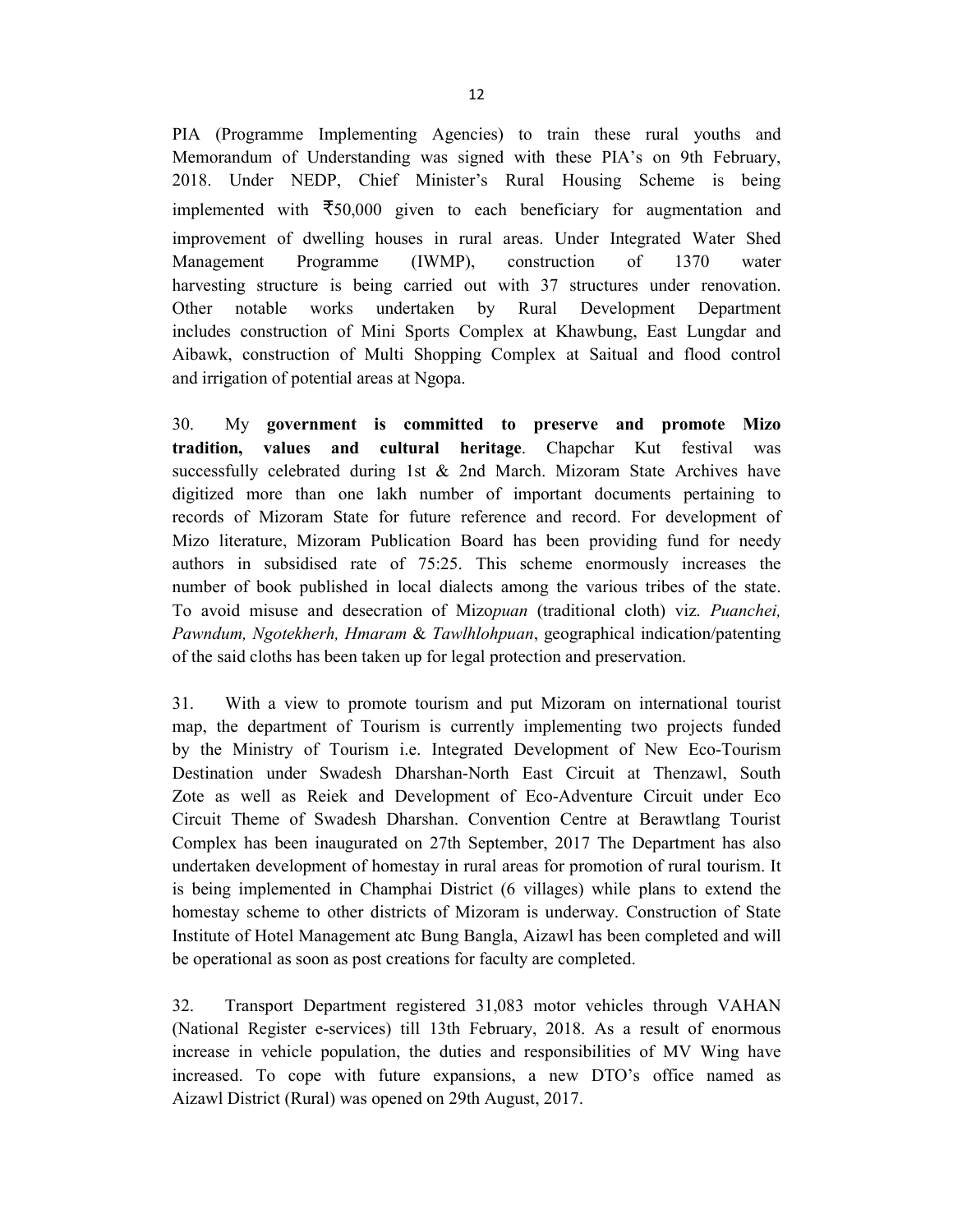PIA (Programme Implementing Agencies) to train these rural youths and Memorandum of Understanding was signed with these PIA's on 9th February, 2018. Under NEDP, Chief Minister's Rural Housing Scheme is being implemented with ₹50,000 given to each beneficiary for augmentation and improvement of dwelling houses in rural areas. Under Integrated Water Shed Management Programme (IWMP), construction of 1370 water harvesting structure is being carried out with 37 structures under renovation. Other notable works undertaken by Rural Development Department includes construction of Mini Sports Complex at Khawbung, East Lungdar and Aibawk, construction of Multi Shopping Complex at Saitual and flood control and irrigation of potential areas at Ngopa.

30. My **government is committed to preserve and promote Mizo tradition, values and cultural heritage**. Chapchar Kut festival was successfully celebrated during 1st & 2nd March. Mizoram State Archives have digitized more than one lakh number of important documents pertaining to records of Mizoram State for future reference and record. For development of Mizo literature, Mizoram Publication Board has been providing fund for needy authors in subsidised rate of 75:25. This scheme enormously increases the number of book published in local dialects among the various tribes of the state. To avoid misuse and desecration of Mizo*puan* (traditional cloth) viz. *Puanchei, Pawndum, Ngotekherh, Hmaram* & *Tawlhlohpuan*, geographical indication/patenting of the said cloths has been taken up for legal protection and preservation.

31. With a view to promote tourism and put Mizoram on international tourist map, the department of Tourism is currently implementing two projects funded by the Ministry of Tourism i.e. Integrated Development of New Eco-Tourism Destination under Swadesh Dharshan-North East Circuit at Thenzawl, South Zote as well as Reiek and Development of Eco-Adventure Circuit under Eco Circuit Theme of Swadesh Dharshan. Convention Centre at Berawtlang Tourist Complex has been inaugurated on 27th September, 2017 The Department has also undertaken development of homestay in rural areas for promotion of rural tourism. It is being implemented in Champhai District (6 villages) while plans to extend the homestay scheme to other districts of Mizoram is underway. Construction of State Institute of Hotel Management atc Bung Bangla, Aizawl has been completed and will be operational as soon as post creations for faculty are completed.

32. Transport Department registered 31,083 motor vehicles through VAHAN (National Register e-services) till 13th February, 2018. As a result of enormous increase in vehicle population, the duties and responsibilities of MV Wing have increased. To cope with future expansions, a new DTO's office named as Aizawl District (Rural) was opened on 29th August, 2017.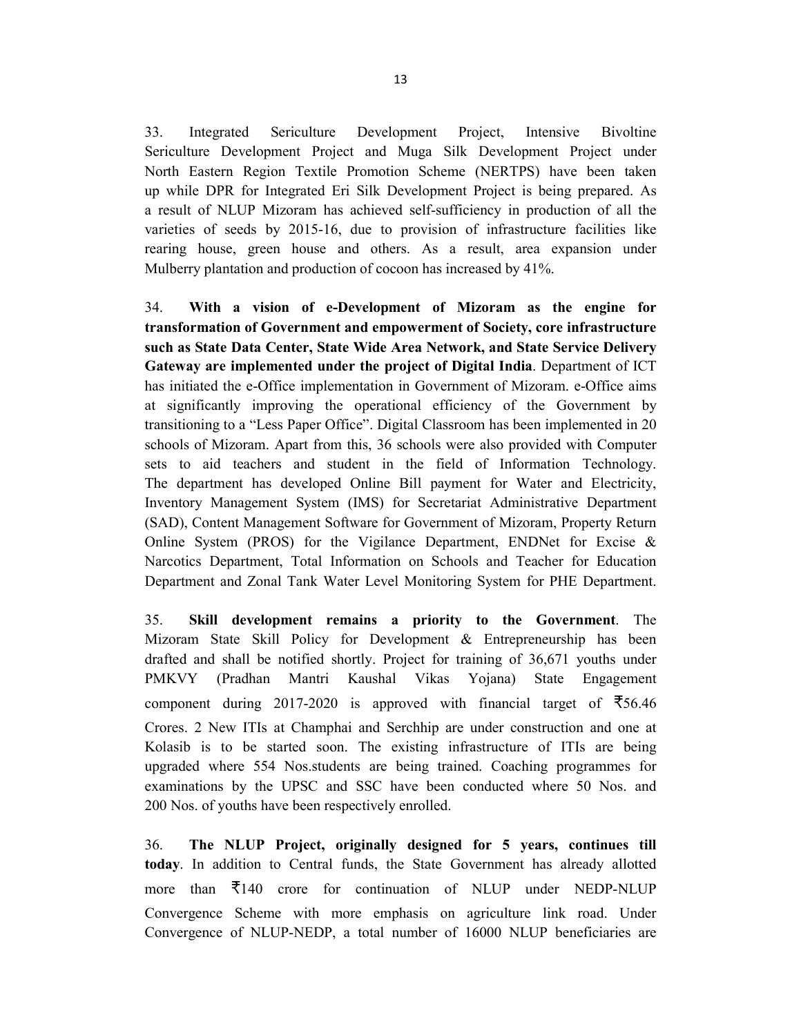33. Integrated Sericulture Development Project, Intensive Bivoltine Sericulture Development Project and Muga Silk Development Project under North Eastern Region Textile Promotion Scheme (NERTPS) have been taken up while DPR for Integrated Eri Silk Development Project is being prepared. As a result of NLUP Mizoram has achieved self-sufficiency in production of all the varieties of seeds by 2015-16, due to provision of infrastructure facilities like rearing house, green house and others. As a result, area expansion under Mulberry plantation and production of cocoon has increased by 41%.

34. **With a vision of e-Development of Mizoram as the engine for transformation of Government and empowerment of Society, core infrastructure such as State Data Center, State Wide Area Network, and State Service Delivery Gateway are implemented under the project of Digital India**. Department of ICT has initiated the e-Office implementation in Government of Mizoram. e-Office aims at significantly improving the operational efficiency of the Government by transitioning to a "Less Paper Office". Digital Classroom has been implemented in 20 schools of Mizoram. Apart from this, 36 schools were also provided with Computer sets to aid teachers and student in the field of Information Technology. The department has developed Online Bill payment for Water and Electricity, Inventory Management System (IMS) for Secretariat Administrative Department (SAD), Content Management Software for Government of Mizoram, Property Return Online System (PROS) for the Vigilance Department, ENDNet for Excise & Narcotics Department, Total Information on Schools and Teacher for Education Department and Zonal Tank Water Level Monitoring System for PHE Department.

35. **Skill development remains a priority to the Government**. The Mizoram State Skill Policy for Development & Entrepreneurship has been drafted and shall be notified shortly. Project for training of 36,671 youths under PMKVY (Pradhan Mantri Kaushal Vikas Yojana) State Engagement component during 2017-2020 is approved with financial target of ₹56.46 Crores. 2 New ITIs at Champhai and Serchhip are under construction and one at Kolasib is to be started soon. The existing infrastructure of ITIs are being upgraded where 554 Nos.students are being trained. Coaching programmes for examinations by the UPSC and SSC have been conducted where 50 Nos. and 200 Nos. of youths have been respectively enrolled.

36. **The NLUP Project, originally designed for 5 years, continues till today**. In addition to Central funds, the State Government has already allotted more than ₹140 crore for continuation of NLUP under NEDP-NLUP Convergence Scheme with more emphasis on agriculture link road. Under Convergence of NLUP-NEDP, a total number of 16000 NLUP beneficiaries are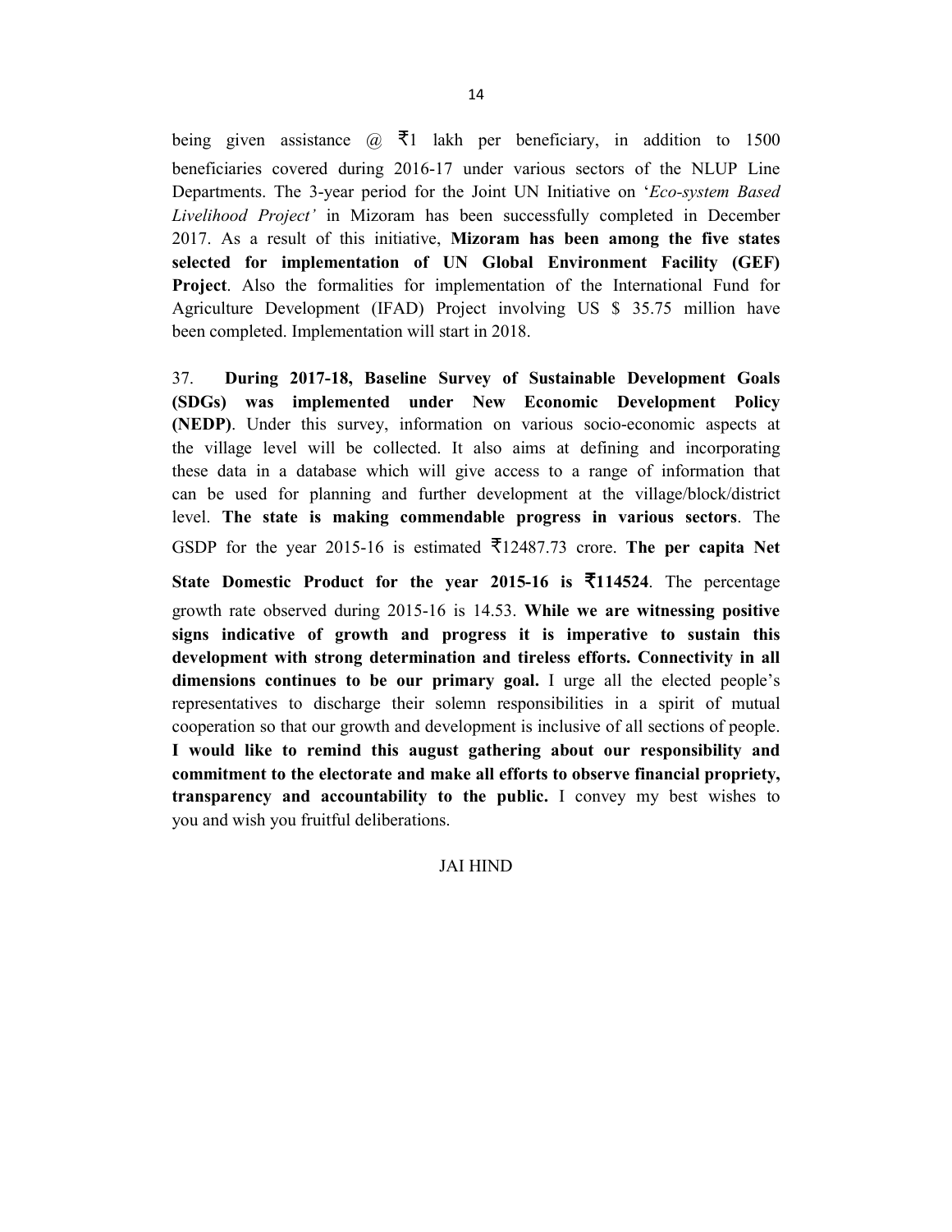being given assistance @ ₹1 lakh per beneficiary, in addition to 1500 beneficiaries covered during 2016-17 under various sectors of the NLUP Line Departments. The 3-year period for the Joint UN Initiative on '*Eco-system Based Livelihood Project'* in Mizoram has been successfully completed in December 2017. As a result of this initiative, **Mizoram has been among the five states selected for implementation of UN Global Environment Facility (GEF) Project**. Also the formalities for implementation of the International Fund for Agriculture Development (IFAD) Project involving US $ 35.75 million have been completed. Implementation will start in 2018.

37. **During 2017-18, Baseline Survey of Sustainable Development Goals (SDGs) was implemented under New Economic Development Policy (NEDP)**. Under this survey, information on various socio-economic aspects at the village level will be collected. It also aims at defining and incorporating these data in a database which will give access to a range of information that can be used for planning and further development at the village/block/district level. **The state is making commendable progress in various sectors**. The GSDP for the year 2015-16 is estimated ₹12487.73 crore. **The per capita Net State Domestic Product for the year 2015-16 is ₹114524**. The percentage growth rate observed during 2015-16 is 14.53. **While we are witnessing positive signs indicative of growth and progress it is imperative to sustain this development with strong determination and tireless efforts. Connectivity in all dimensions continues to be our primary goal.** I urge all the elected people's representatives to discharge their solemn responsibilities in a spirit of mutual cooperation so that our growth and development is inclusive of all sections of people. **I would like to remind this august gathering about our responsibility and commitment to the electorate and make all efforts to observe financial propriety, transparency and accountability to the public.** I convey my best wishes to you and wish you fruitful deliberations.

JAI HIND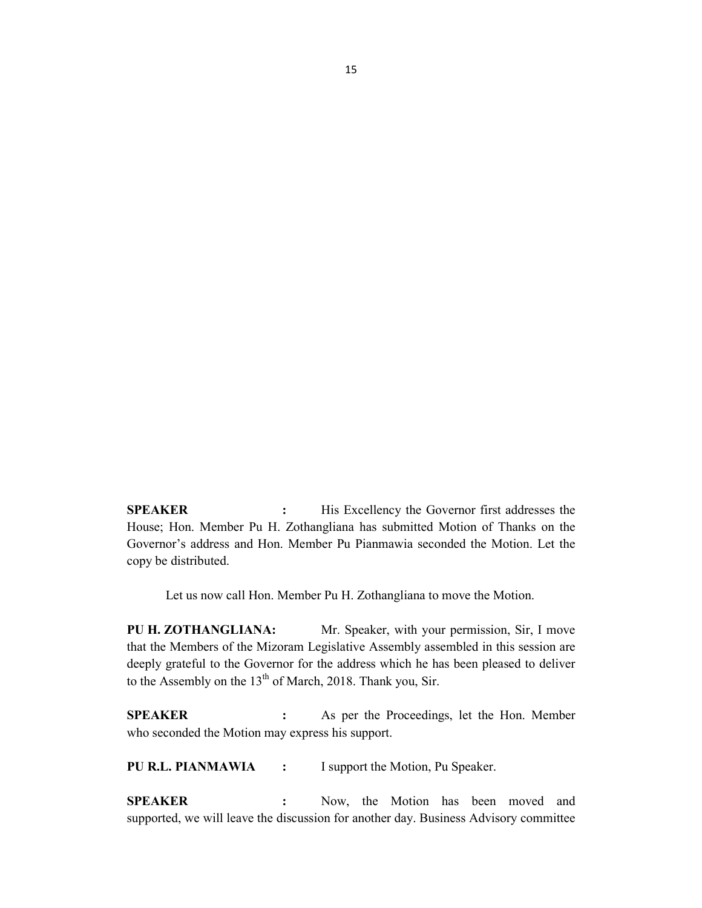**SPEAKER :** His Excellency the Governor first addresses the House; Hon. Member Pu H. Zothangliana has submitted Motion of Thanks on the Governor's address and Hon. Member Pu Pianmawia seconded the Motion. Let the copy be distributed.

Let us now call Hon. Member Pu H. Zothangliana to move the Motion.

**PU H. ZOTHANGLIANA:** Mr. Speaker, with your permission, Sir, I move that the Members of the Mizoram Legislative Assembly assembled in this session are deeply grateful to the Governor for the address which he has been pleased to deliver to the Assembly on the 13th of March, 2018. Thank you, Sir.

**SPEAKER :** As per the Proceedings, let the Hon. Member who seconded the Motion may express his support.

**PU R.L. PIANMAWIA :** I support the Motion, Pu Speaker.

**SPEAKER :** Now, the Motion has been moved and supported, we will leave the discussion for another day. Business Advisory committee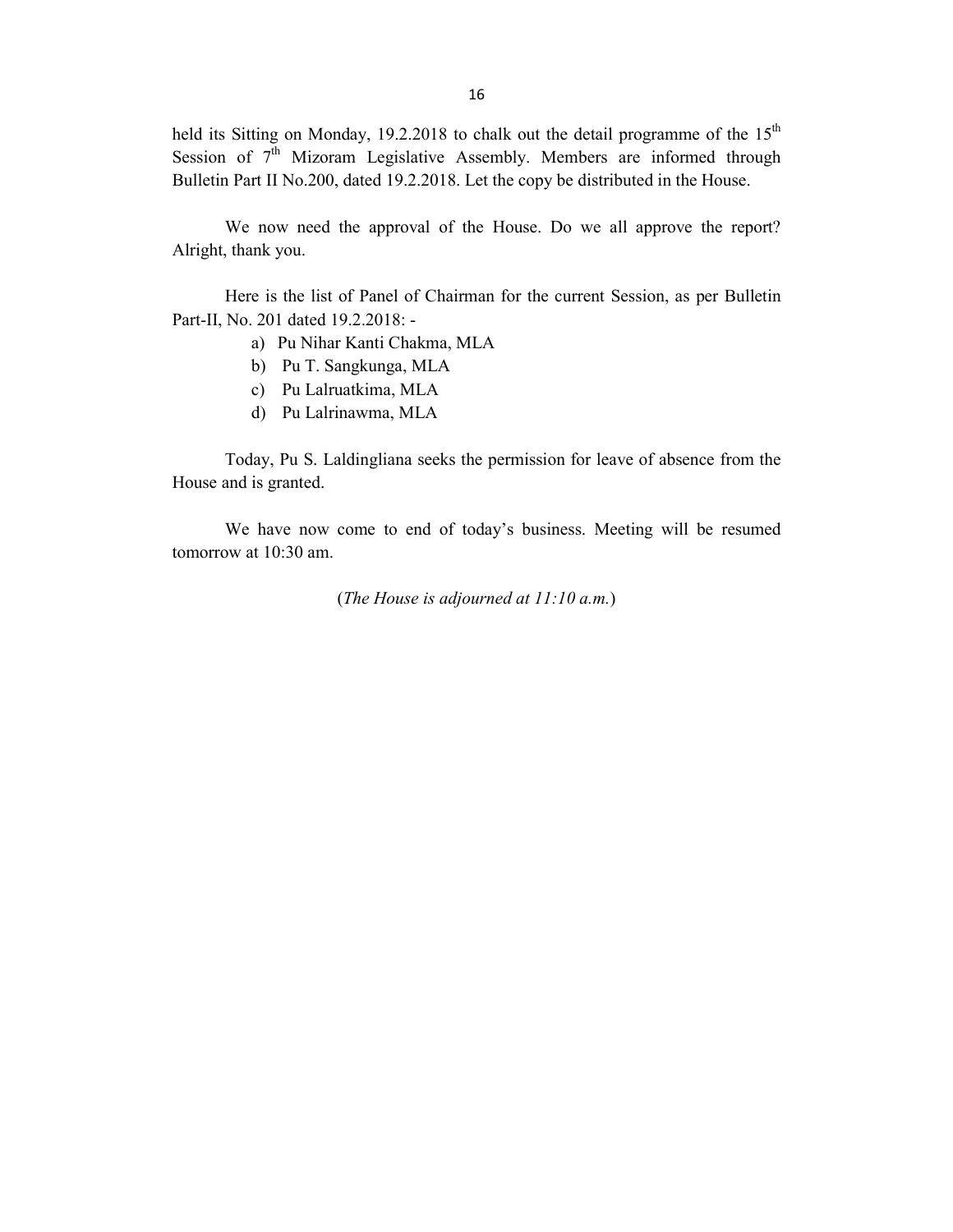held its Sitting on Monday, 19.2.2018 to chalk out the detail programme of the 15th Session of 7th Mizoram Legislative Assembly. Members are informed through Bulletin Part II No.200, dated 19.2.2018. Let the copy be distributed in the House.

We now need the approval of the House. Do we all approve the report? Alright, thank you.

Here is the list of Panel of Chairman for the current Session, as per Bulletin Part-II, No. 201 dated 19.2.2018: -

a) Pu Nihar Kanti Chakma, MLA
b) Pu T. Sangkunga, MLA
c) Pu Lalruatkima, MLA
d) Pu Lalrinawma, MLA

Today, Pu S. Laldingliana seeks the permission for leave of absence from the House and is granted.

We have now come to end of today's business. Meeting will be resumed tomorrow at 10:30 am.

(*The House is adjourned at 11:10 a.m.*)